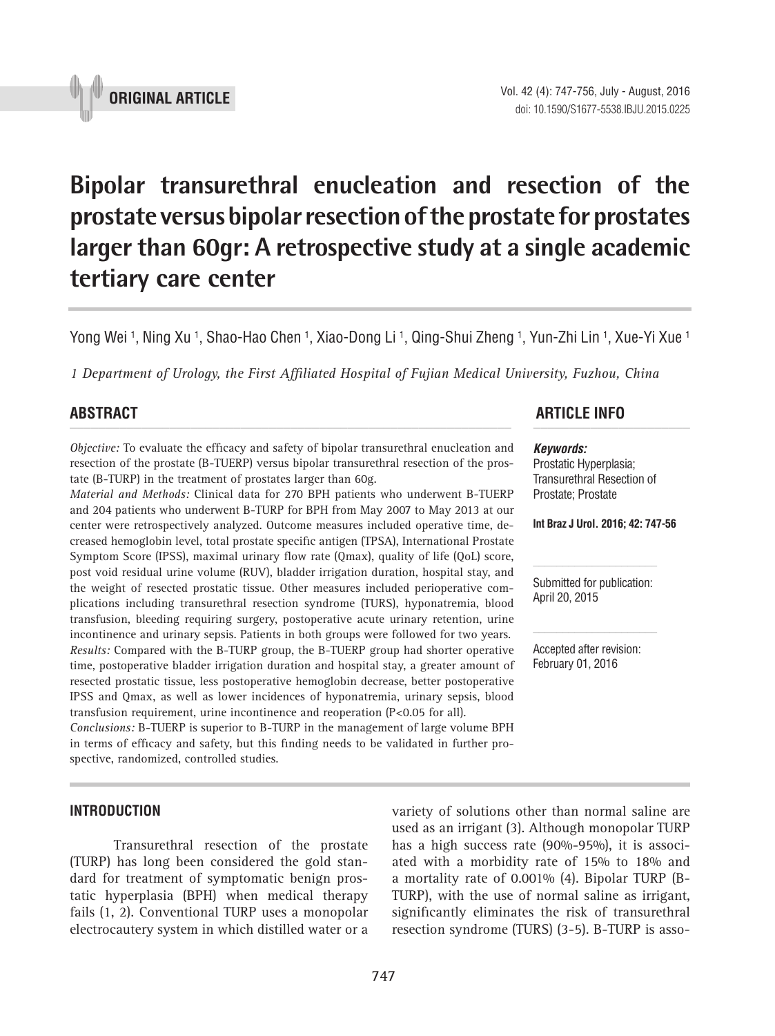ORIGINAL ARTICLE

doi: 10.1590/S1677-5538.IBJU.2015.0225

# Bipolar transurethral enucleation and resection of the prostate versus bipolar resection of the prostate for prostates larger than 60gr: A retrospective study at a single academic tertiary care center

Yong Wei [1], Ning Xu [1], Shao-Hao Chen [1], Xiao-Dong Li [1], Qing-Shui Zheng [1], Yun-Zhi Lin [1], Xue-Yi Xue [1]

*1 Department of Urology, the First Affiliated Hospital of Fujian Medical University, Fuzhou, China*

## ABSTRACT

*Objective:* To evaluate the efficacy and safety of bipolar transurethral enucleation and resection of the prostate (B-TUERP) versus bipolar transurethral resection of the prostate (B-TURP) in the treatment of prostates larger than 60g.

*Material and Methods:* Clinical data for 270 BPH patients who underwent B-TUERP and 204 patients who underwent B-TURP for BPH from May 2007 to May 2013 at our center were retrospectively analyzed. Outcome measures included operative time, decreased hemoglobin level, total prostate specific antigen (TPSA), International Prostate Symptom Score (IPSS), maximal urinary flow rate (Qmax), quality of life (QoL) score, post void residual urine volume (RUV), bladder irrigation duration, hospital stay, and the weight of resected prostatic tissue. Other measures included perioperative complications including transurethral resection syndrome (TURS), hyponatremia, blood transfusion, bleeding requiring surgery, postoperative acute urinary retention, urine incontinence and urinary sepsis. Patients in both groups were followed for two years.

*Results:* Compared with the B-TURP group, the B-TUERP group had shorter operative time, postoperative bladder irrigation duration and hospital stay, a greater amount of resected prostatic tissue, less postoperative hemoglobin decrease, better postoperative IPSS and Qmax, as well as lower incidences of hyponatremia, urinary sepsis, blood transfusion requirement, urine incontinence and reoperation (P<0.05 for all).

*Conclusions:* B-TUERP is superior to B-TURP in the management of large volume BPH in terms of efficacy and safety, but this finding needs to be validated in further prospective, randomized, controlled studies.

## ARTICLE INFO

***Keywords:***
Prostatic Hyperplasia; Transurethral Resection of Prostate; Prostate

**Int Braz J Urol. 2016; 42: 747-56**

Submitted for publication: April 20, 2015

Accepted after revision: February 01, 2016

## INTRODUCTION

Transurethral resection of the prostate (TURP) has long been considered the gold standard for treatment of symptomatic benign prostatic hyperplasia (BPH) when medical therapy fails (1, 2). Conventional TURP uses a monopolar electrocautery system in which distilled water or a variety of solutions other than normal saline are used as an irrigant (3). Although monopolar TURP has a high success rate (90%-95%), it is associated with a morbidity rate of 15% to 18% and a mortality rate of 0.001% (4). Bipolar TURP (B-TURP), with the use of normal saline as irrigant, significantly eliminates the risk of transurethral resection syndrome (TURS) (3-5). B-TURP is asso-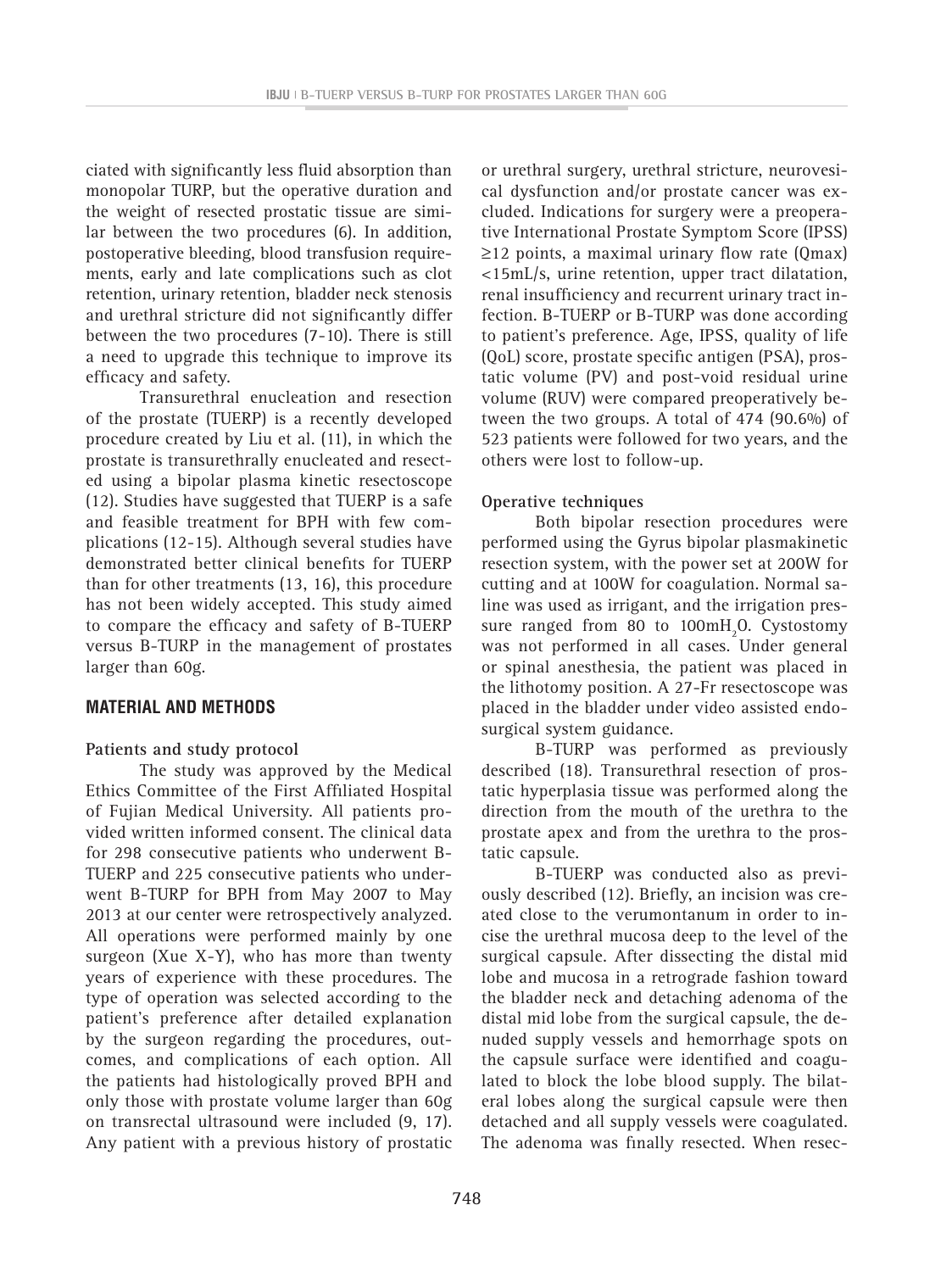ciated with significantly less fluid absorption than monopolar TURP, but the operative duration and the weight of resected prostatic tissue are similar between the two procedures (6). In addition, postoperative bleeding, blood transfusion requirements, early and late complications such as clot retention, urinary retention, bladder neck stenosis and urethral stricture did not significantly differ between the two procedures (7-10). There is still a need to upgrade this technique to improve its efficacy and safety.

Transurethral enucleation and resection of the prostate (TUERP) is a recently developed procedure created by Liu et al. (11), in which the prostate is transurethrally enucleated and resected using a bipolar plasma kinetic resectoscope (12). Studies have suggested that TUERP is a safe and feasible treatment for BPH with few complications (12-15). Although several studies have demonstrated better clinical benefits for TUERP than for other treatments (13, 16), this procedure has not been widely accepted. This study aimed to compare the efficacy and safety of B-TUERP versus B-TURP in the management of prostates larger than 60g.

## MATERIAL AND METHODS

### Patients and study protocol

The study was approved by the Medical Ethics Committee of the First Affiliated Hospital of Fujian Medical University. All patients provided written informed consent. The clinical data for 298 consecutive patients who underwent B-TUERP and 225 consecutive patients who underwent B-TURP for BPH from May 2007 to May 2013 at our center were retrospectively analyzed. All operations were performed mainly by one surgeon (Xue X-Y), who has more than twenty years of experience with these procedures. The type of operation was selected according to the patient's preference after detailed explanation by the surgeon regarding the procedures, outcomes, and complications of each option. All the patients had histologically proved BPH and only those with prostate volume larger than 60g on transrectal ultrasound were included (9, 17). Any patient with a previous history of prostatic or urethral surgery, urethral stricture, neurovesical dysfunction and/or prostate cancer was excluded. Indications for surgery were a preoperative International Prostate Symptom Score (IPSS) ≥12 points, a maximal urinary flow rate (Qmax) <15mL/s, urine retention, upper tract dilatation, renal insufficiency and recurrent urinary tract infection. B-TUERP or B-TURP was done according to patient's preference. Age, IPSS, quality of life (QoL) score, prostate specific antigen (PSA), prostatic volume (PV) and post-void residual urine volume (RUV) were compared preoperatively between the two groups. A total of 474 (90.6%) of 523 patients were followed for two years, and the others were lost to follow-up.

### Operative techniques

Both bipolar resection procedures were performed using the Gyrus bipolar plasmakinetic resection system, with the power set at 200W for cutting and at 100W for coagulation. Normal saline was used as irrigant, and the irrigation pressure ranged from 80 to 100m$H_2O$. Cystostomy was not performed in all cases. Under general or spinal anesthesia, the patient was placed in the lithotomy position. A 27-Fr resectoscope was placed in the bladder under video assisted endosurgical system guidance.

B-TURP was performed as previously described (18). Transurethral resection of prostatic hyperplasia tissue was performed along the direction from the mouth of the urethra to the prostate apex and from the urethra to the prostatic capsule.

B-TUERP was conducted also as previously described (12). Briefly, an incision was created close to the verumontanum in order to incise the urethral mucosa deep to the level of the surgical capsule. After dissecting the distal mid lobe and mucosa in a retrograde fashion toward the bladder neck and detaching adenoma of the distal mid lobe from the surgical capsule, the denuded supply vessels and hemorrhage spots on the capsule surface were identified and coagulated to block the lobe blood supply. The bilateral lobes along the surgical capsule were then detached and all supply vessels were coagulated. The adenoma was finally resected. When resec-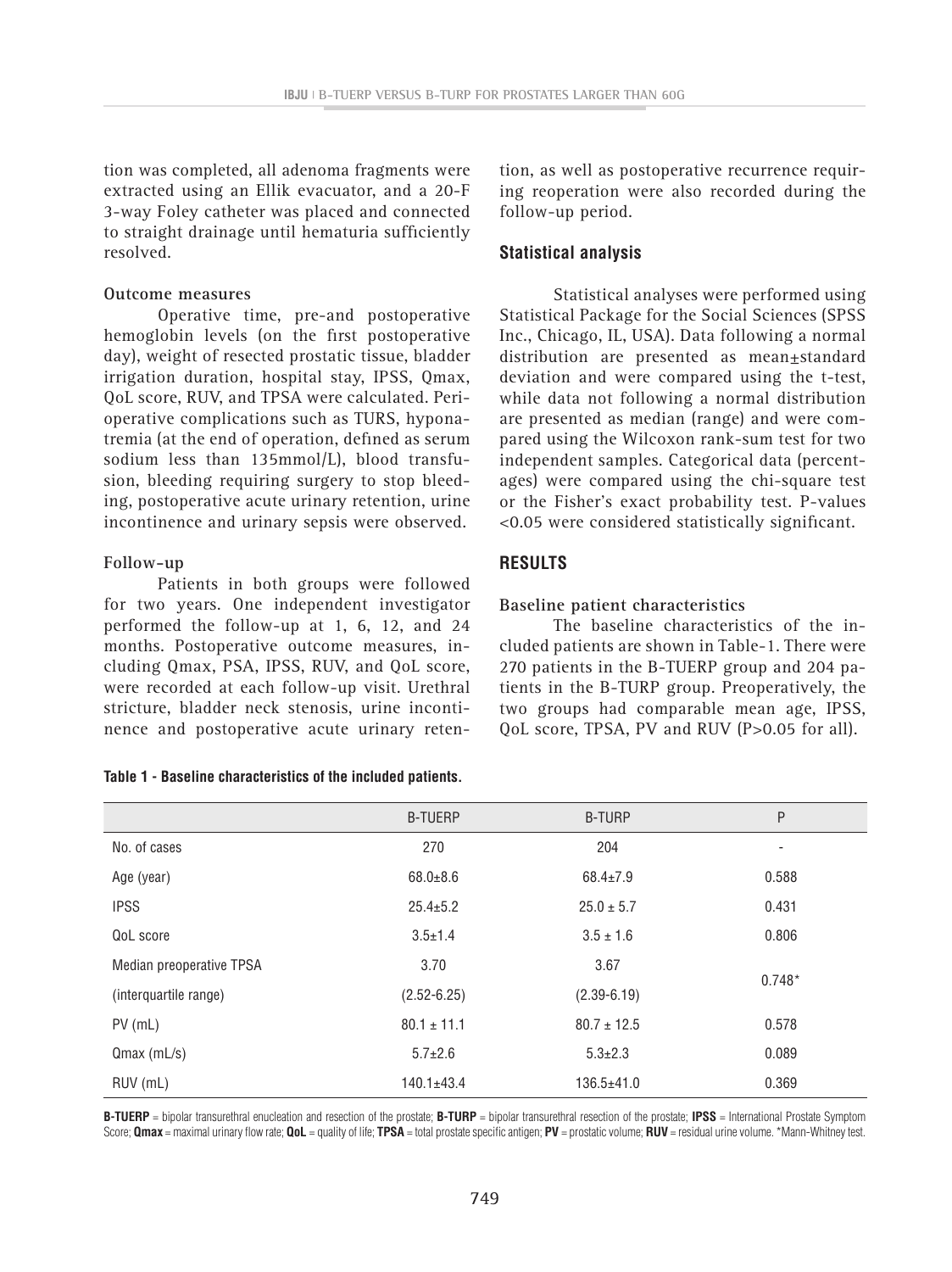tion was completed, all adenoma fragments were extracted using an Ellik evacuator, and a 20-F 3-way Foley catheter was placed and connected to straight drainage until hematuria sufficiently resolved.

**Outcome measures**

Operative time, pre-and postoperative hemoglobin levels (on the first postoperative day), weight of resected prostatic tissue, bladder irrigation duration, hospital stay, IPSS, Qmax, QoL score, RUV, and TPSA were calculated. Perioperative complications such as TURS, hyponatremia (at the end of operation, defined as serum sodium less than 135mmol/L), blood transfusion, bleeding requiring surgery to stop bleeding, postoperative acute urinary retention, urine incontinence and urinary sepsis were observed.

**Follow-up**

Patients in both groups were followed for two years. One independent investigator performed the follow-up at 1, 6, 12, and 24 months. Postoperative outcome measures, including Qmax, PSA, IPSS, RUV, and QoL score, were recorded at each follow-up visit. Urethral stricture, bladder neck stenosis, urine incontinence and postoperative acute urinary retention, as well as postoperative recurrence requiring reoperation were also recorded during the follow-up period.

## Statistical analysis

Statistical analyses were performed using Statistical Package for the Social Sciences (SPSS Inc., Chicago, IL, USA). Data following a normal distribution are presented as mean±standard deviation and were compared using the t-test, while data not following a normal distribution are presented as median (range) and were compared using the Wilcoxon rank-sum test for two independent samples. Categorical data (percentages) were compared using the chi-square test or the Fisher's exact probability test. P-values <0.05 were considered statistically significant.

## RESULTS

**Baseline patient characteristics**

The baseline characteristics of the included patients are shown in Table-1. There were 270 patients in the B-TUERP group and 204 patients in the B-TURP group. Preoperatively, the two groups had comparable mean age, IPSS, QoL score, TPSA, PV and RUV (P>0.05 for all).

**Table 1 - Baseline characteristics of the included patients.**

| | B-TUERP | B-TURP | P |
|---|---|---|---|
| No. of cases | 270 | 204 | - |
| Age (year) | 68.0±8.6 | 68.4±7.9 | 0.588 |
| IPSS | 25.4±5.2 | 25.0 ± 5.7 | 0.431 |
| QoL score | 3.5±1.4 | 3.5 ± 1.6 | 0.806 |
| Median preoperative TPSA (interquartile range) | 3.70 (2.52-6.25) | 3.67 (2.39-6.19) | 0.748* |
| PV (mL) | 80.1 ± 11.1 | 80.7 ± 12.5 | 0.578 |
| Qmax (mL/s) | 5.7±2.6 | 5.3±2.3 | 0.089 |
| RUV (mL) | 140.1±43.4 | 136.5±41.0 | 0.369 |

**B-TUERP** = bipolar transurethral enucleation and resection of the prostate; **B-TURP** = bipolar transurethral resection of the prostate; **IPSS** = International Prostate Symptom Score; **Qmax** = maximal urinary flow rate; **QoL** = quality of life; **TPSA** = total prostate specific antigen; **PV** = prostatic volume; **RUV** = residual urine volume. *Mann-Whitney test.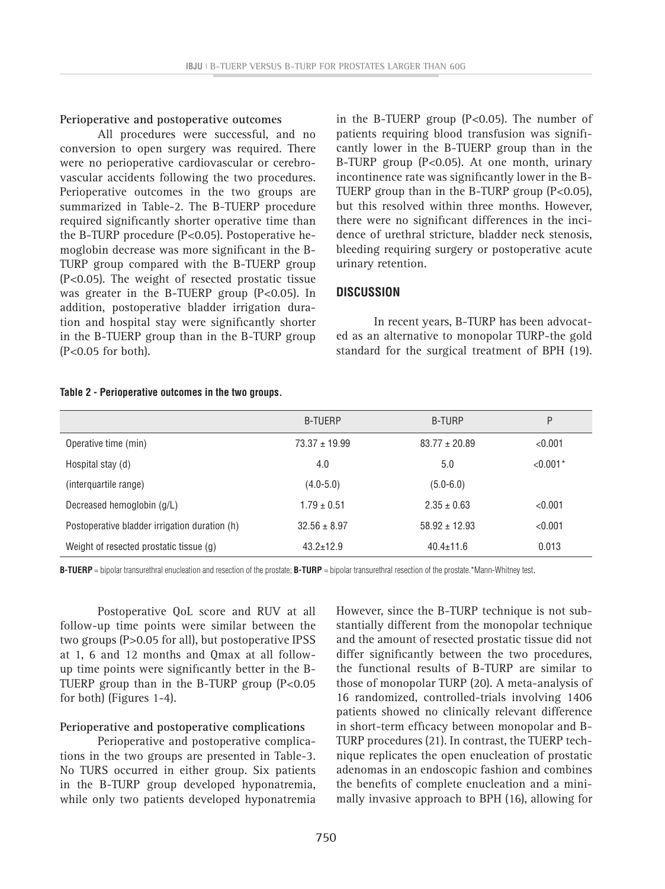**Perioperative and postoperative outcomes**

All procedures were successful, and no conversion to open surgery was required. There were no perioperative cardiovascular or cerebrovascular accidents following the two procedures. Perioperative outcomes in the two groups are summarized in Table-2. The B-TUERP procedure required significantly shorter operative time than the B-TURP procedure (P<0.05). Postoperative hemoglobin decrease was more significant in the B-TURP group compared with the B-TUERP group (P<0.05). The weight of resected prostatic tissue was greater in the B-TUERP group (P<0.05). In addition, postoperative bladder irrigation duration and hospital stay were significantly shorter in the B-TUERP group than in the B-TURP group (P<0.05 for both).

**Table 2 - Perioperative outcomes in the two groups.**

| | B-TUERP | B-TURP | P |
|---|---|---|---|
| Operative time (min) | 73.37 ± 19.99 | 83.77 ± 20.89 | <0.001 |
| Hospital stay (d) | 4.0 | 5.0 | <0.001* |
| (interquartile range) | (4.0-5.0) | (5.0-6.0) | |
| Decreased hemoglobin (g/L) | 1.79 ± 0.51 | 2.35 ± 0.63 | <0.001 |
| Postoperative bladder irrigation duration (h) | 32.56 ± 8.97 | 58.92 ± 12.93 | <0.001 |
| Weight of resected prostatic tissue (g) | 43.2±12.9 | 40.4±11.6 | 0.013 |

**B-TUERP** = bipolar transurethral enucleation and resection of the prostate; **B-TURP** = bipolar transurethral resection of the prostate.*Mann-Whitney test.

Postoperative QoL score and RUV at all follow-up time points were similar between the two groups (P>0.05 for all), but postoperative IPSS at 1, 6 and 12 months and Qmax at all follow-up time points were significantly better in the B-TUERP group than in the B-TURP group (P<0.05 for both) (Figures 1-4).

**Perioperative and postoperative complications**

Perioperative and postoperative complications in the two groups are presented in Table-3. No TURS occurred in either group. Six patients in the B-TURP group developed hyponatremia, while only two patients developed hyponatremia in the B-TUERP group (P<0.05). The number of patients requiring blood transfusion was significantly lower in the B-TUERP group than in the B-TURP group (P<0.05). At one month, urinary incontinence rate was significantly lower in the B-TUERP group than in the B-TURP group (P<0.05), but this resolved within three months. However, there were no significant differences in the incidence of urethral stricture, bladder neck stenosis, bleeding requiring surgery or postoperative acute urinary retention.

## DISCUSSION

In recent years, B-TURP has been advocated as an alternative to monopolar TURP-the gold standard for the surgical treatment of BPH (19). However, since the B-TURP technique is not substantially different from the monopolar technique and the amount of resected prostatic tissue did not differ significantly between the two procedures, the functional results of B-TURP are similar to those of monopolar TURP (20). A meta-analysis of 16 randomized, controlled-trials involving 1406 patients showed no clinically relevant difference in short-term efficacy between monopolar and B-TURP procedures (21). In contrast, the TUERP technique replicates the open enucleation of prostatic adenomas in an endoscopic fashion and combines the benefits of complete enucleation and a minimally invasive approach to BPH (16), allowing for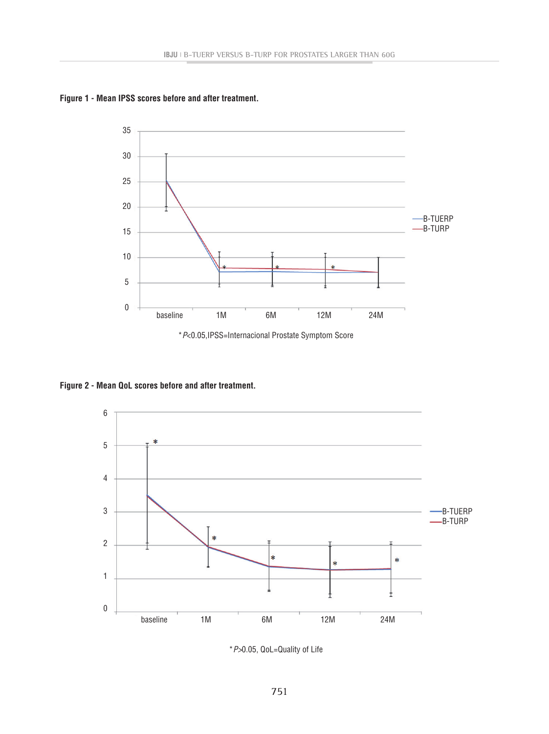**Figure 1 - Mean IPSS scores before and after treatment.**

*P<0.05,IPSS=Internacional Prostate Symptom Score

**Figure 2 - Mean QoL scores before and after treatment.**

*P>0.05, QoL=Quality of Life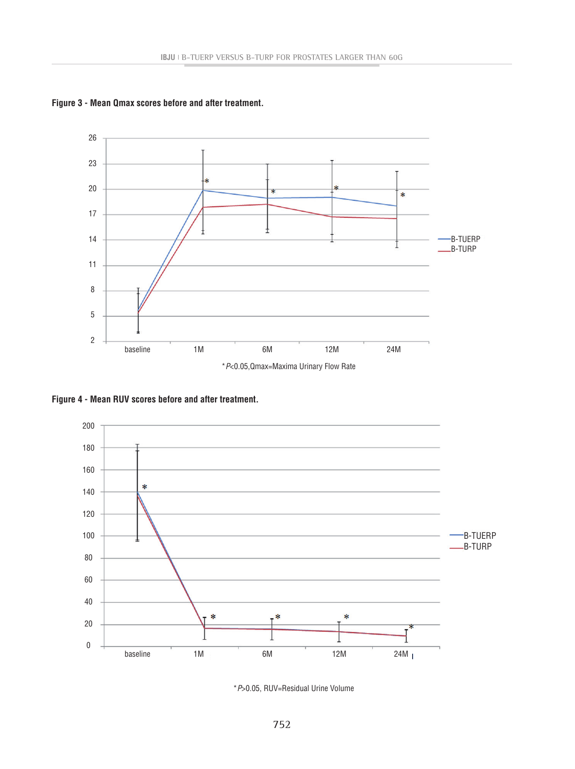**Figure 3 - Mean Qmax scores before and after treatment.**

*P<0.05,Qmax=Maxima Urinary Flow Rate

**Figure 4 - Mean RUV scores before and after treatment.**

*P>0.05, RUV=Residual Urine Volume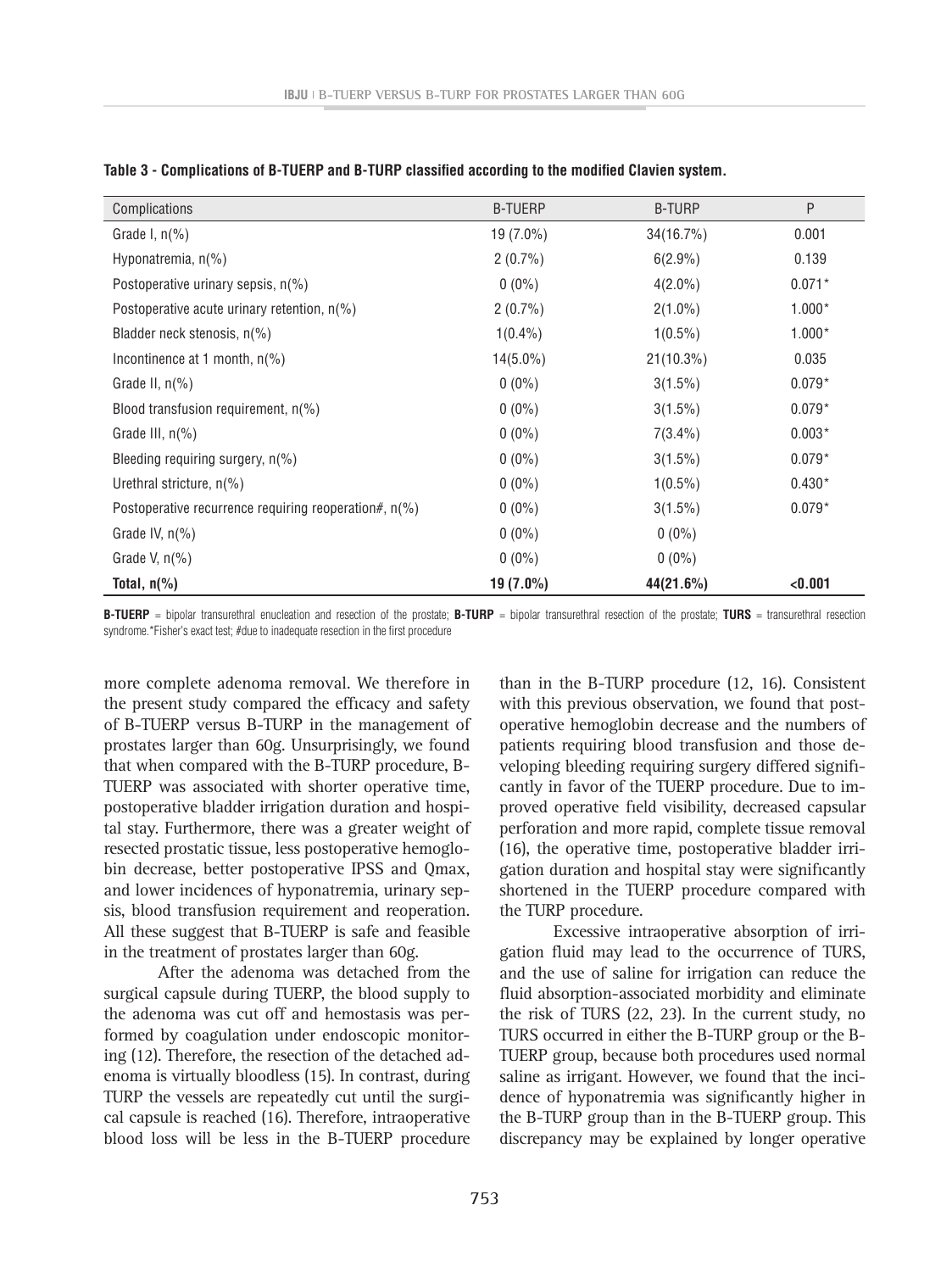**Table 3 - Complications of B-TUERP and B-TURP classified according to the modified Clavien system.**

| Complications | B-TUERP | B-TURP | P |
|---|---|---|---|
| Grade I, n(%) | 19 (7.0%) | 34(16.7%) | 0.001 |
| Hyponatremia, n(%) | 2 (0.7%) | 6(2.9%) | 0.139 |
| Postoperative urinary sepsis, n(%) | 0 (0%) | 4(2.0%) | 0.071* |
| Postoperative acute urinary retention, n(%) | 2 (0.7%) | 2(1.0%) | 1.000* |
| Bladder neck stenosis, n(%) | 1(0.4%) | 1(0.5%) | 1.000* |
| Incontinence at 1 month, n(%) | 14(5.0%) | 21(10.3%) | 0.035 |
| Grade II, n(%) | 0 (0%) | 3(1.5%) | 0.079* |
| Blood transfusion requirement, n(%) | 0 (0%) | 3(1.5%) | 0.079* |
| Grade III, n(%) | 0 (0%) | 7(3.4%) | 0.003* |
| Bleeding requiring surgery, n(%) | 0 (0%) | 3(1.5%) | 0.079* |
| Urethral stricture, n(%) | 0 (0%) | 1(0.5%) | 0.430* |
| Postoperative recurrence requiring reoperation#, n(%) | 0 (0%) | 3(1.5%) | 0.079* |
| Grade IV, n(%) | 0 (0%) | 0 (0%) | |
| Grade V, n(%) | 0 (0%) | 0 (0%) | |
| **Total, n(%)** | **19 (7.0%)** | **44(21.6%)** | **<0.001** |

**B-TUERP** = bipolar transurethral enucleation and resection of the prostate; **B-TURP** = bipolar transurethral resection of the prostate; **TURS** = transurethral resection syndrome.*Fisher's exact test; #due to inadequate resection in the first procedure

more complete adenoma removal. We therefore in the present study compared the efficacy and safety of B-TUERP versus B-TURP in the management of prostates larger than 60g. Unsurprisingly, we found that when compared with the B-TURP procedure, B-TUERP was associated with shorter operative time, postoperative bladder irrigation duration and hospital stay. Furthermore, there was a greater weight of resected prostatic tissue, less postoperative hemoglobin decrease, better postoperative IPSS and Qmax, and lower incidences of hyponatremia, urinary sepsis, blood transfusion requirement and reoperation. All these suggest that B-TUERP is safe and feasible in the treatment of prostates larger than 60g.

After the adenoma was detached from the surgical capsule during TUERP, the blood supply to the adenoma was cut off and hemostasis was performed by coagulation under endoscopic monitoring (12). Therefore, the resection of the detached adenoma is virtually bloodless (15). In contrast, during TURP the vessels are repeatedly cut until the surgical capsule is reached (16). Therefore, intraoperative blood loss will be less in the B-TUERP procedure than in the B-TURP procedure (12, 16). Consistent with this previous observation, we found that postoperative hemoglobin decrease and the numbers of patients requiring blood transfusion and those developing bleeding requiring surgery differed significantly in favor of the TUERP procedure. Due to improved operative field visibility, decreased capsular perforation and more rapid, complete tissue removal (16), the operative time, postoperative bladder irrigation duration and hospital stay were significantly shortened in the TUERP procedure compared with the TURP procedure.

Excessive intraoperative absorption of irrigation fluid may lead to the occurrence of TURS, and the use of saline for irrigation can reduce the fluid absorption-associated morbidity and eliminate the risk of TURS (22, 23). In the current study, no TURS occurred in either the B-TURP group or the B-TUERP group, because both procedures used normal saline as irrigant. However, we found that the incidence of hyponatremia was significantly higher in the B-TURP group than in the B-TUERP group. This discrepancy may be explained by longer operative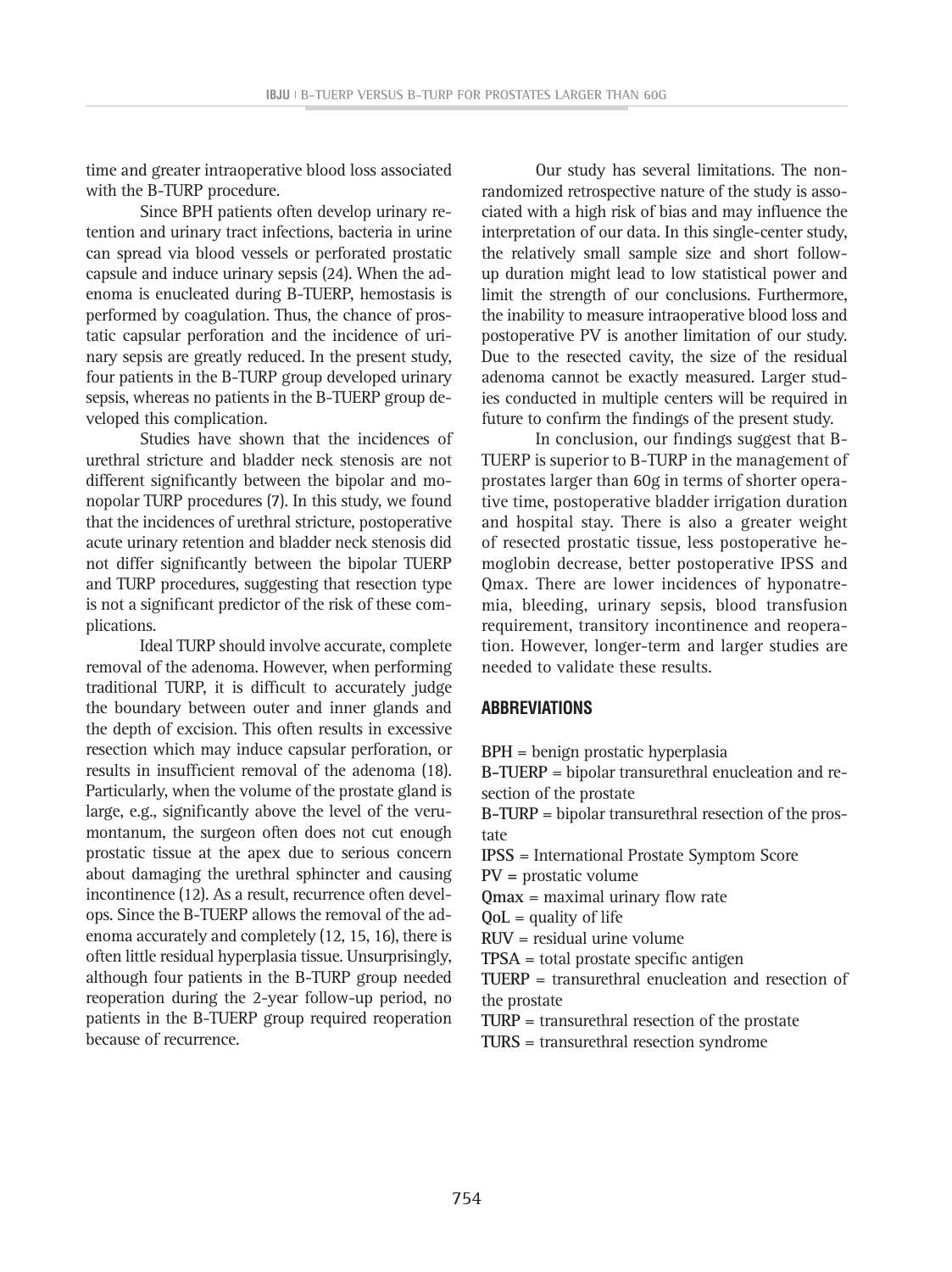time and greater intraoperative blood loss associated with the B-TURP procedure.

Since BPH patients often develop urinary retention and urinary tract infections, bacteria in urine can spread via blood vessels or perforated prostatic capsule and induce urinary sepsis (24). When the adenoma is enucleated during B-TUERP, hemostasis is performed by coagulation. Thus, the chance of prostatic capsular perforation and the incidence of urinary sepsis are greatly reduced. In the present study, four patients in the B-TURP group developed urinary sepsis, whereas no patients in the B-TUERP group developed this complication.

Studies have shown that the incidences of urethral stricture and bladder neck stenosis are not different significantly between the bipolar and monopolar TURP procedures (7). In this study, we found that the incidences of urethral stricture, postoperative acute urinary retention and bladder neck stenosis did not differ significantly between the bipolar TUERP and TURP procedures, suggesting that resection type is not a significant predictor of the risk of these complications.

Ideal TURP should involve accurate, complete removal of the adenoma. However, when performing traditional TURP, it is difficult to accurately judge the boundary between outer and inner glands and the depth of excision. This often results in excessive resection which may induce capsular perforation, or results in insufficient removal of the adenoma (18). Particularly, when the volume of the prostate gland is large, e.g., significantly above the level of the verumontanum, the surgeon often does not cut enough prostatic tissue at the apex due to serious concern about damaging the urethral sphincter and causing incontinence (12). As a result, recurrence often develops. Since the B-TUERP allows the removal of the adenoma accurately and completely (12, 15, 16), there is often little residual hyperplasia tissue. Unsurprisingly, although four patients in the B-TURP group needed reoperation during the 2-year follow-up period, no patients in the B-TUERP group required reoperation because of recurrence.

Our study has several limitations. The non-randomized retrospective nature of the study is associated with a high risk of bias and may influence the interpretation of our data. In this single-center study, the relatively small sample size and short follow-up duration might lead to low statistical power and limit the strength of our conclusions. Furthermore, the inability to measure intraoperative blood loss and postoperative PV is another limitation of our study. Due to the resected cavity, the size of the residual adenoma cannot be exactly measured. Larger studies conducted in multiple centers will be required in future to confirm the findings of the present study.

In conclusion, our findings suggest that B-TUERP is superior to B-TURP in the management of prostates larger than 60g in terms of shorter operative time, postoperative bladder irrigation duration and hospital stay. There is also a greater weight of resected prostatic tissue, less postoperative hemoglobin decrease, better postoperative IPSS and Qmax. There are lower incidences of hyponatremia, bleeding, urinary sepsis, blood transfusion requirement, transitory incontinence and reoperation. However, longer-term and larger studies are needed to validate these results.

## ABBREVIATIONS

**BPH** = benign prostatic hyperplasia
**B-TUERP** = bipolar transurethral enucleation and resection of the prostate
**B-TURP** = bipolar transurethral resection of the prostate
**IPSS** = International Prostate Symptom Score
**PV** = prostatic volume
**Qmax** = maximal urinary flow rate
**QoL** = quality of life
**RUV** = residual urine volume
**TPSA** = total prostate specific antigen
**TUERP** = transurethral enucleation and resection of the prostate
**TURP** = transurethral resection of the prostate
**TURS** = transurethral resection syndrome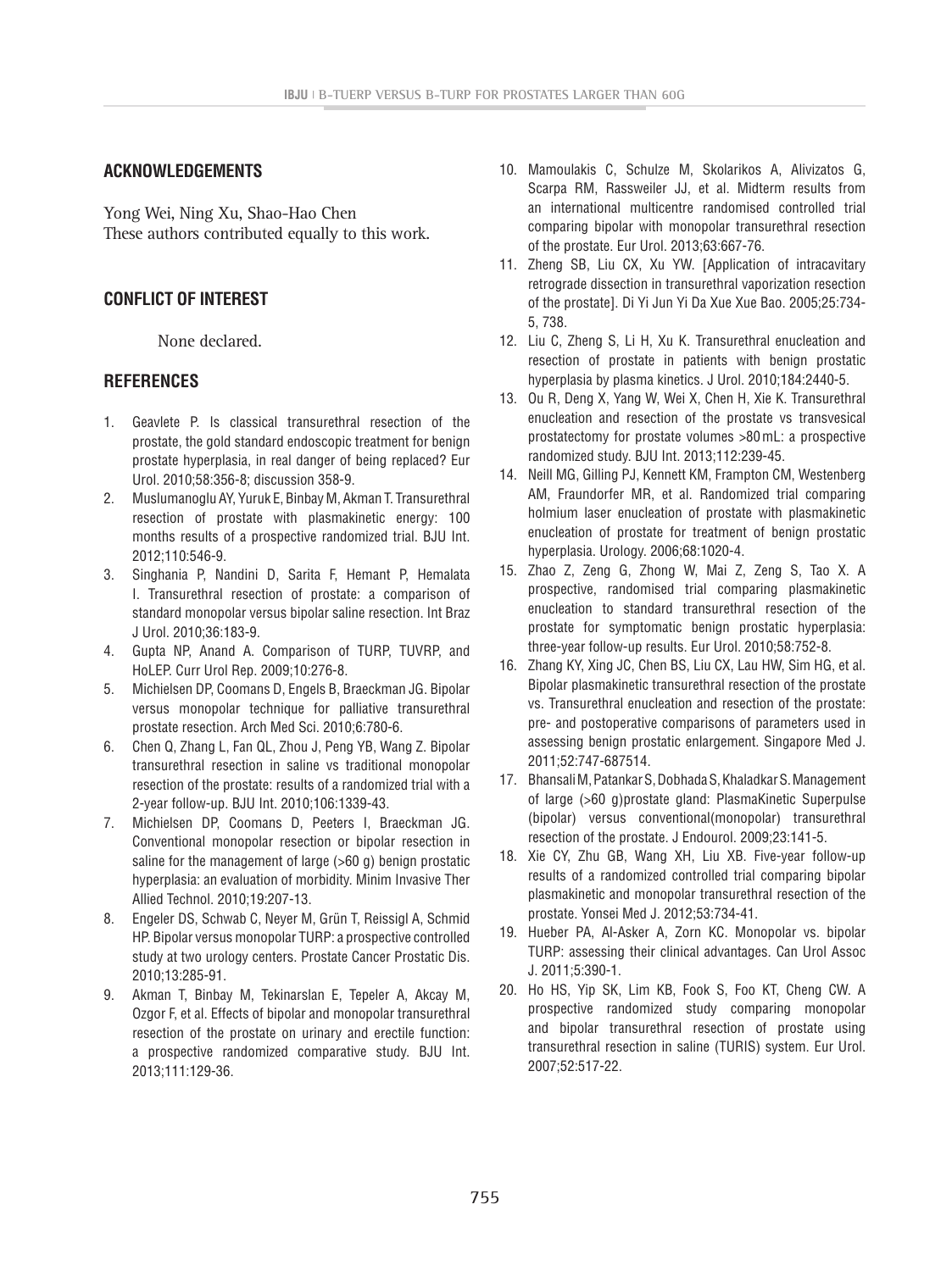## ACKNOWLEDGEMENTS

Yong Wei, Ning Xu, Shao-Hao Chen
These authors contributed equally to this work.

## CONFLICT OF INTEREST

None declared.

## REFERENCES

1. Geavlete P. Is classical transurethral resection of the prostate, the gold standard endoscopic treatment for benign prostate hyperplasia, in real danger of being replaced? Eur Urol. 2010;58:356-8; discussion 358-9.
2. Muslumanoglu AY, Yuruk E, Binbay M, Akman T. Transurethral resection of prostate with plasmakinetic energy: 100 months results of a prospective randomized trial. BJU Int. 2012;110:546-9.
3. Singhania P, Nandini D, Sarita F, Hemant P, Hemalata I. Transurethral resection of prostate: a comparison of standard monopolar versus bipolar saline resection. Int Braz J Urol. 2010;36:183-9.
4. Gupta NP, Anand A. Comparison of TURP, TUVRP, and HoLEP. Curr Urol Rep. 2009;10:276-8.
5. Michielsen DP, Coomans D, Engels B, Braeckman JG. Bipolar versus monopolar technique for palliative transurethral prostate resection. Arch Med Sci. 2010;6:780-6.
6. Chen Q, Zhang L, Fan QL, Zhou J, Peng YB, Wang Z. Bipolar transurethral resection in saline vs traditional monopolar resection of the prostate: results of a randomized trial with a 2-year follow-up. BJU Int. 2010;106:1339-43.
7. Michielsen DP, Coomans D, Peeters I, Braeckman JG. Conventional monopolar resection or bipolar resection in saline for the management of large (>60 g) benign prostatic hyperplasia: an evaluation of morbidity. Minim Invasive Ther Allied Technol. 2010;19:207-13.
8. Engeler DS, Schwab C, Neyer M, Grün T, Reissigl A, Schmid HP. Bipolar versus monopolar TURP: a prospective controlled study at two urology centers. Prostate Cancer Prostatic Dis. 2010;13:285-91.
9. Akman T, Binbay M, Tekinarslan E, Tepeler A, Akcay M, Ozgor F, et al. Effects of bipolar and monopolar transurethral resection of the prostate on urinary and erectile function: a prospective randomized comparative study. BJU Int. 2013;111:129-36.
10. Mamoulakis C, Schulze M, Skolarikos A, Alivizatos G, Scarpa RM, Rassweiler JJ, et al. Midterm results from an international multicentre randomised controlled trial comparing bipolar with monopolar transurethral resection of the prostate. Eur Urol. 2013;63:667-76.
11. Zheng SB, Liu CX, Xu YW. [Application of intracavitary retrograde dissection in transurethral vaporization resection of the prostate]. Di Yi Jun Yi Da Xue Xue Bao. 2005;25:734-5, 738.
12. Liu C, Zheng S, Li H, Xu K. Transurethral enucleation and resection of prostate in patients with benign prostatic hyperplasia by plasma kinetics. J Urol. 2010;184:2440-5.
13. Ou R, Deng X, Yang W, Wei X, Chen H, Xie K. Transurethral enucleation and resection of the prostate vs transvesical prostatectomy for prostate volumes >80 mL: a prospective randomized study. BJU Int. 2013;112:239-45.
14. Neill MG, Gilling PJ, Kennett KM, Frampton CM, Westenberg AM, Fraundorfer MR, et al. Randomized trial comparing holmium laser enucleation of prostate with plasmakinetic enucleation of prostate for treatment of benign prostatic hyperplasia. Urology. 2006;68:1020-4.
15. Zhao Z, Zeng G, Zhong W, Mai Z, Zeng S, Tao X. A prospective, randomised trial comparing plasmakinetic enucleation to standard transurethral resection of the prostate for symptomatic benign prostatic hyperplasia: three-year follow-up results. Eur Urol. 2010;58:752-8.
16. Zhang KY, Xing JC, Chen BS, Liu CX, Lau HW, Sim HG, et al. Bipolar plasmakinetic transurethral resection of the prostate vs. Transurethral enucleation and resection of the prostate: pre- and postoperative comparisons of parameters used in assessing benign prostatic enlargement. Singapore Med J. 2011;52:747-687514.
17. Bhansali M, Patankar S, Dobhada S, Khaladkar S. Management of large (>60 g)prostate gland: PlasmaKinetic Superpulse (bipolar) versus conventional(monopolar) transurethral resection of the prostate. J Endourol. 2009;23:141-5.
18. Xie CY, Zhu GB, Wang XH, Liu XB. Five-year follow-up results of a randomized controlled trial comparing bipolar plasmakinetic and monopolar transurethral resection of the prostate. Yonsei Med J. 2012;53:734-41.
19. Hueber PA, Al-Asker A, Zorn KC. Monopolar vs. bipolar TURP: assessing their clinical advantages. Can Urol Assoc J. 2011;5:390-1.
20. Ho HS, Yip SK, Lim KB, Fook S, Foo KT, Cheng CW. A prospective randomized study comparing monopolar and bipolar transurethral resection of prostate using transurethral resection in saline (TURIS) system. Eur Urol. 2007;52:517-22.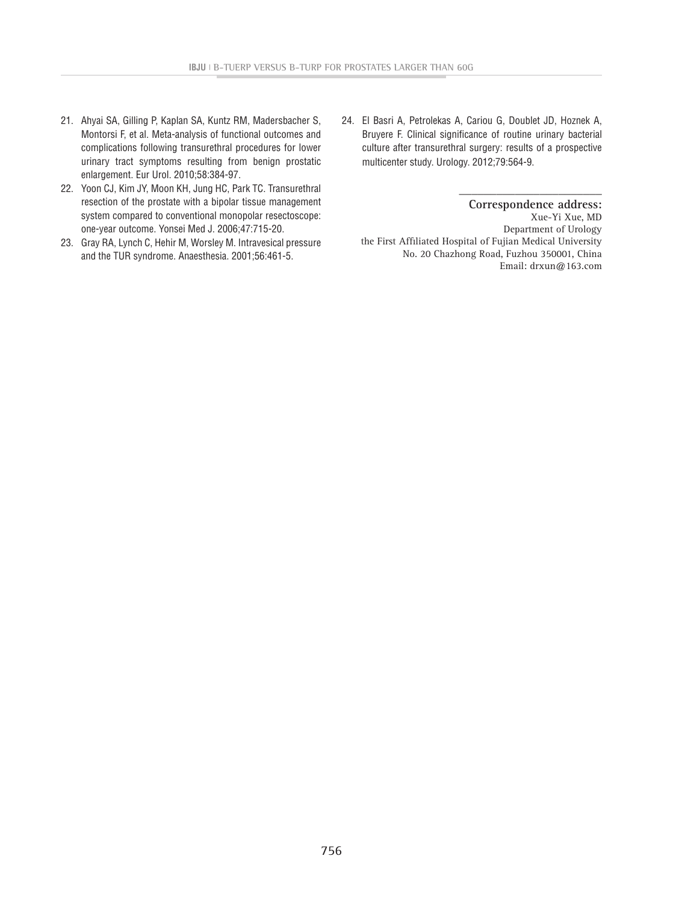21. Ahyai SA, Gilling P, Kaplan SA, Kuntz RM, Madersbacher S, Montorsi F, et al. Meta-analysis of functional outcomes and complications following transurethral procedures for lower urinary tract symptoms resulting from benign prostatic enlargement. Eur Urol. 2010;58:384-97.
22. Yoon CJ, Kim JY, Moon KH, Jung HC, Park TC. Transurethral resection of the prostate with a bipolar tissue management system compared to conventional monopolar resectoscope: one-year outcome. Yonsei Med J. 2006;47:715-20.
23. Gray RA, Lynch C, Hehir M, Worsley M. Intravesical pressure and the TUR syndrome. Anaesthesia. 2001;56:461-5.
24. El Basri A, Petrolekas A, Cariou G, Doublet JD, Hoznek A, Bruyere F. Clinical significance of routine urinary bacterial culture after transurethral surgery: results of a prospective multicenter study. Urology. 2012;79:564-9.

**Correspondence address:**
Xue-Yi Xue, MD
Department of Urology
the First Affiliated Hospital of Fujian Medical University
No. 20 Chazhong Road, Fuzhou 350001, China
Email: drxun@163.com